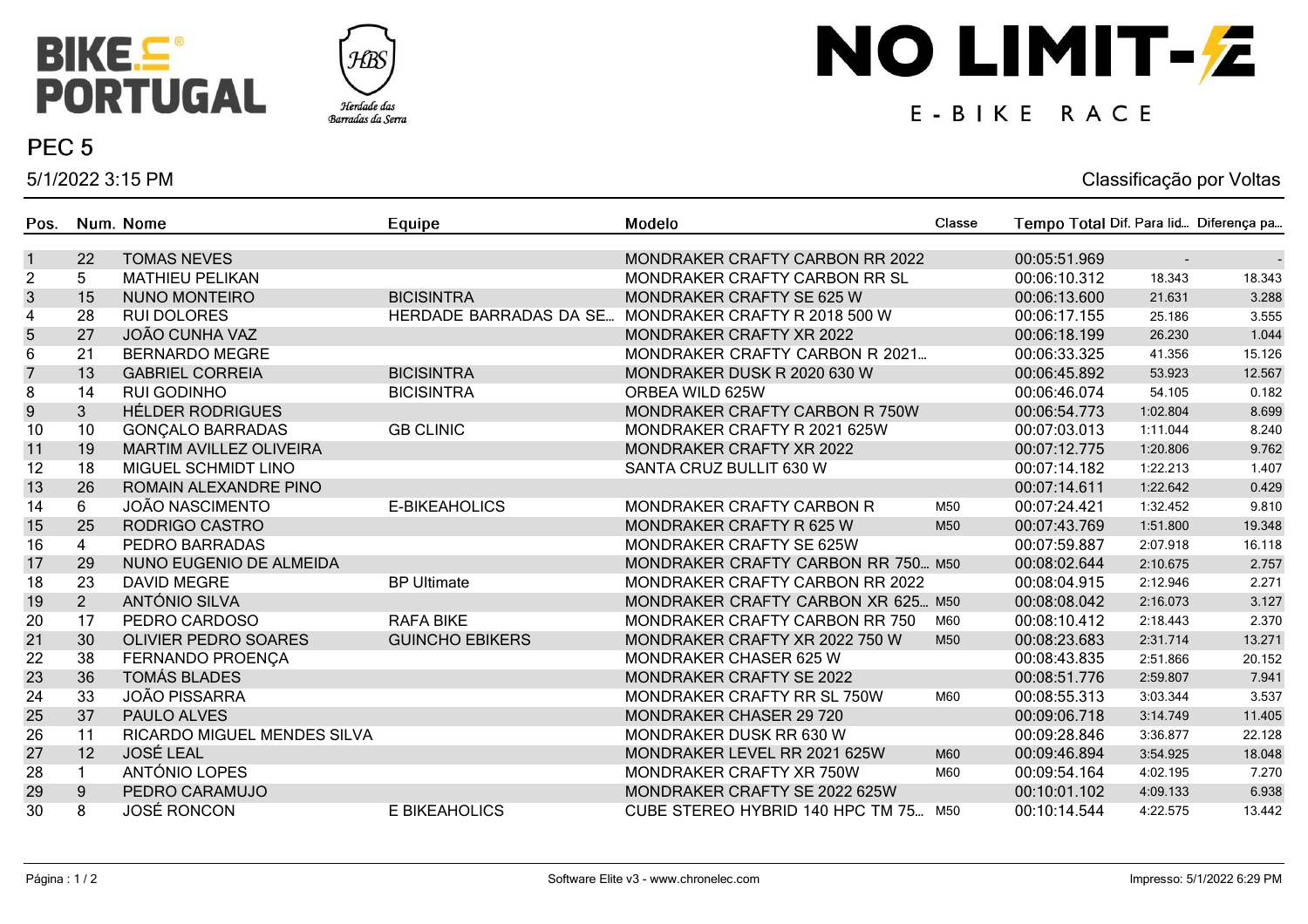# NO LIMIT-E

E-BIKE RACE

BIKE PORTUGAL

Herdade das Barradas da Serra

## PEC 5

5/1/2022 3:15 PM

Classificação por Voltas

| Pos. | Num. | Nome | Equipe | Modelo | Classe | Tempo Total | Dif. Para lid... | Diferença pa... |
|---|---|---|---|---|---|---|---|---|
| 1 | 22 | TOMAS NEVES | | MONDRAKER CRAFTY CARBON RR 2022 | | 00:05:51.969 | - | - |
| 2 | 5 | MATHIEU PELIKAN | | MONDRAKER CRAFTY CARBON RR SL | | 00:06:10.312 | 18.343 | 18.343 |
| 3 | 15 | NUNO MONTEIRO | BICISINTRA | MONDRAKER CRAFTY SE 625 W | | 00:06:13.600 | 21.631 | 3.288 |
| 4 | 28 | RUI DOLORES | HERDADE BARRADAS DA SE... | MONDRAKER CRAFTY R 2018 500 W | | 00:06:17.155 | 25.186 | 3.555 |
| 5 | 27 | JOÃO CUNHA VAZ | | MONDRAKER CRAFTY XR 2022 | | 00:06:18.199 | 26.230 | 1.044 |
| 6 | 21 | BERNARDO MEGRE | | MONDRAKER CRAFTY CARBON R 2021... | | 00:06:33.325 | 41.356 | 15.126 |
| 7 | 13 | GABRIEL CORREIA | BICISINTRA | MONDRAKER DUSK R 2020 630 W | | 00:06:45.892 | 53.923 | 12.567 |
| 8 | 14 | RUI GODINHO | BICISINTRA | ORBEA WILD 625W | | 00:06:46.074 | 54.105 | 0.182 |
| 9 | 3 | HÉLDER RODRIGUES | | MONDRAKER CRAFTY CARBON R 750W | | 00:06:54.773 | 1:02.804 | 8.699 |
| 10 | 10 | GONÇALO BARRADAS | GB CLINIC | MONDRAKER CRAFTY R 2021 625W | | 00:07:03.013 | 1:11.044 | 8.240 |
| 11 | 19 | MARTIM AVILLEZ OLIVEIRA | | MONDRAKER CRAFTY XR 2022 | | 00:07:12.775 | 1:20.806 | 9.762 |
| 12 | 18 | MIGUEL SCHMIDT LINO | | SANTA CRUZ BULLIT 630 W | | 00:07:14.182 | 1:22.213 | 1.407 |
| 13 | 26 | ROMAIN ALEXANDRE PINO | | | | 00:07:14.611 | 1:22.642 | 0.429 |
| 14 | 6 | JOÃO NASCIMENTO | E-BIKEAHOLICS | MONDRAKER CRAFTY CARBON R | M50 | 00:07:24.421 | 1:32.452 | 9.810 |
| 15 | 25 | RODRIGO CASTRO | | MONDRAKER CRAFTY R 625 W | M50 | 00:07:43.769 | 1:51.800 | 19.348 |
| 16 | 4 | PEDRO BARRADAS | | MONDRAKER CRAFTY SE 625W | | 00:07:59.887 | 2:07.918 | 16.118 |
| 17 | 29 | NUNO EUGENIO DE ALMEIDA | | MONDRAKER CRAFTY CARBON RR 750... | M50 | 00:08:02.644 | 2:10.675 | 2.757 |
| 18 | 23 | DAVID MEGRE | BP Ultimate | MONDRAKER CRAFTY CARBON RR 2022 | | 00:08:04.915 | 2:12.946 | 2.271 |
| 19 | 2 | ANTÓNIO SILVA | | MONDRAKER CRAFTY CARBON XR 625... | M50 | 00:08:08.042 | 2:16.073 | 3.127 |
| 20 | 17 | PEDRO CARDOSO | RAFA BIKE | MONDRAKER CRAFTY CARBON RR 750 | M60 | 00:08:10.412 | 2:18.443 | 2.370 |
| 21 | 30 | OLIVIER PEDRO SOARES | GUINCHO EBIKERS | MONDRAKER CRAFTY XR 2022 750 W | M50 | 00:08:23.683 | 2:31.714 | 13.271 |
| 22 | 38 | FERNANDO PROENÇA | | MONDRAKER CHASER 625 W | | 00:08:43.835 | 2:51.866 | 20.152 |
| 23 | 36 | TOMÁS BLADES | | MONDRAKER CRAFTY SE 2022 | | 00:08:51.776 | 2:59.807 | 7.941 |
| 24 | 33 | JOÃO PISSARRA | | MONDRAKER CRAFTY RR SL 750W | M60 | 00:08:55.313 | 3:03.344 | 3.537 |
| 25 | 37 | PAULO ALVES | | MONDRAKER CHASER 29 720 | | 00:09:06.718 | 3:14.749 | 11.405 |
| 26 | 11 | RICARDO MIGUEL MENDES SILVA | | MONDRAKER DUSK RR 630 W | | 00:09:28.846 | 3:36.877 | 22.128 |
| 27 | 12 | JOSÉ LEAL | | MONDRAKER LEVEL RR 2021 625W | M60 | 00:09:46.894 | 3:54.925 | 18.048 |
| 28 | 1 | ANTÓNIO LOPES | | MONDRAKER CRAFTY XR 750W | M60 | 00:09:54.164 | 4:02.195 | 7.270 |
| 29 | 9 | PEDRO CARAMUJO | | MONDRAKER CRAFTY SE 2022 625W | | 00:10:01.102 | 4:09.133 | 6.938 |
| 30 | 8 | JOSÉ RONCON | E BIKEAHOLICS | CUBE STEREO HYBRID 140 HPC TM 75... | M50 | 00:10:14.544 | 4:22.575 | 13.442 |

Software Elite v3 - www.chronelec.com

Impresso: 5/1/2022 6:29 PM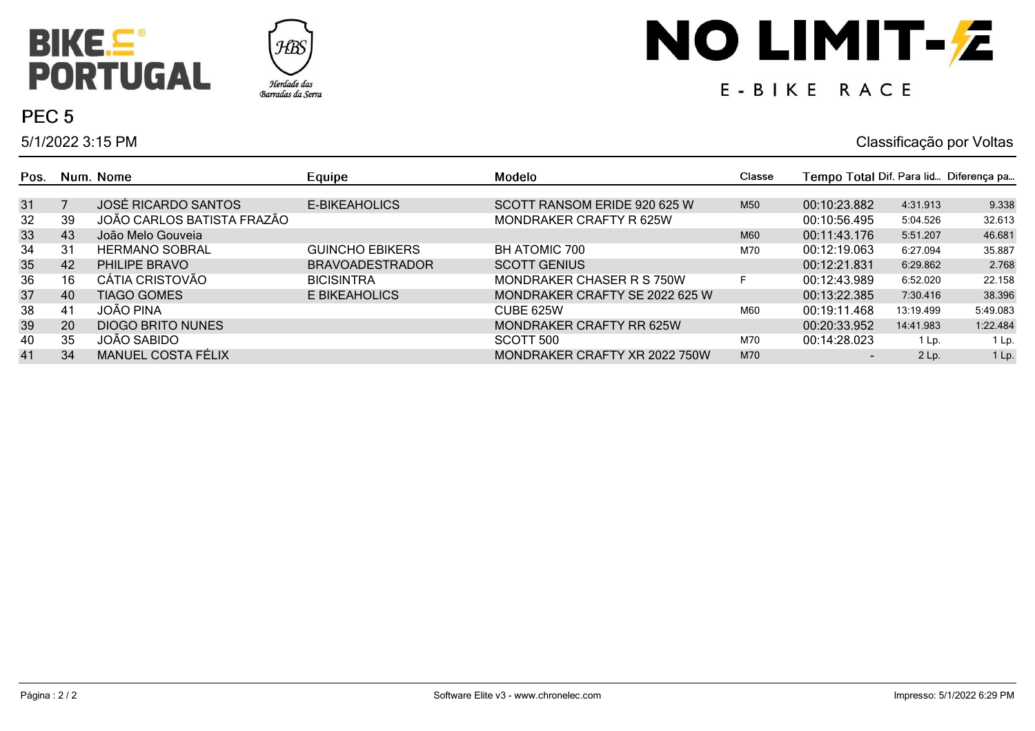BIKE PORTUGAL

Herdade das Barradas da Serra

# NO LIMIT-E

E-BIKE RACE

## PEC 5

5/1/2022 3:15 PM

Classificação por Voltas

| Pos. | Num. | Nome | Equipe | Modelo | Classe | Tempo Total | Dif. Para lid... | Diferença pa... |
|---|---|---|---|---|---|---|---|---|
| 31 | 7 | JOSÉ RICARDO SANTOS | E-BIKEAHOLICS | SCOTT RANSOM ERIDE 920 625 W | M50 | 00:10:23.882 | 4:31.913 | 9.338 |
| 32 | 39 | JOÃO CARLOS BATISTA FRAZÃO | | MONDRAKER CRAFTY R 625W | | 00:10:56.495 | 5:04.526 | 32.613 |
| 33 | 43 | João Melo Gouveia | | | M60 | 00:11:43.176 | 5:51.207 | 46.681 |
| 34 | 31 | HERMANO SOBRAL | GUINCHO EBIKERS | BH ATOMIC 700 | M70 | 00:12:19.063 | 6:27.094 | 35.887 |
| 35 | 42 | PHILIPE BRAVO | BRAVOADESTRADOR | SCOTT GENIUS | | 00:12:21.831 | 6:29.862 | 2.768 |
| 36 | 16 | CÁTIA CRISTOVÃO | BICISINTRA | MONDRAKER CHASER R S 750W | F | 00:12:43.989 | 6:52.020 | 22.158 |
| 37 | 40 | TIAGO GOMES | E BIKEAHOLICS | MONDRAKER CRAFTY SE 2022 625 W | | 00:13:22.385 | 7:30.416 | 38.396 |
| 38 | 41 | JOÃO PINA | | CUBE 625W | M60 | 00:19:11.468 | 13:19.499 | 5:49.083 |
| 39 | 20 | DIOGO BRITO NUNES | | MONDRAKER CRAFTY RR 625W | | 00:20:33.952 | 14:41.983 | 1:22.484 |
| 40 | 35 | JOÃO SABIDO | | SCOTT 500 | M70 | 00:14:28.023 | 1 Lp. | 1 Lp. |
| 41 | 34 | MANUEL COSTA FÉLIX | | MONDRAKER CRAFTY XR 2022 750W | M70 | - | 2 Lp. | 1 Lp. |

Software Elite v3 - www.chronelec.com

Impresso: 5/1/2022 6:29 PM